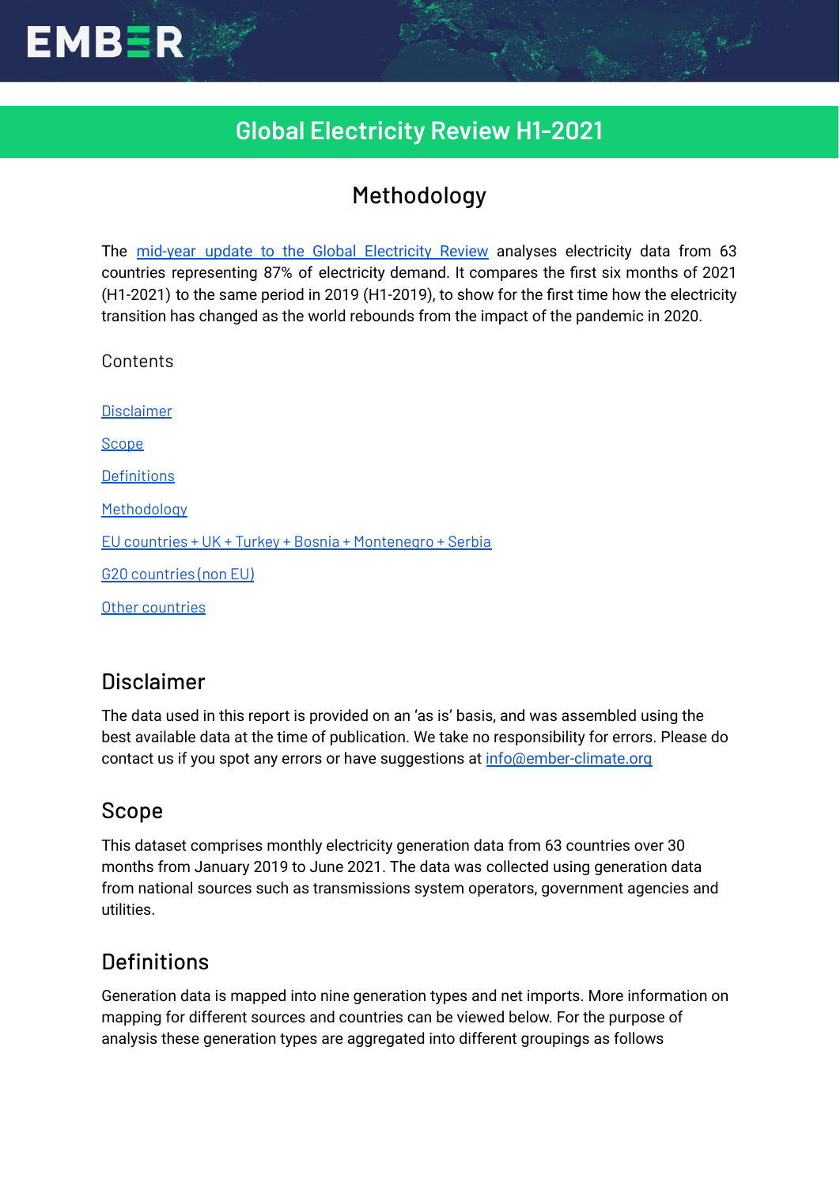# Global Electricity Review H1-2021

## Methodology

The [mid-year update to the Global Electricity Review](#) analyses electricity data from 63 countries representing 87% of electricity demand. It compares the first six months of 2021 (H1-2021) to the same period in 2019 (H1-2019), to show for the first time how the electricity transition has changed as the world rebounds from the impact of the pandemic in 2020.

Contents

[Disclaimer](#disclaimer)

[Scope](#scope)

[Definitions](#definitions)

[Methodology](#methodology)

[EU countries + UK + Turkey + Bosnia + Montenegro + Serbia](#)

[G20 countries (non EU)](#)

[Other countries](#)

## Disclaimer

The data used in this report is provided on an 'as is' basis, and was assembled using the best available data at the time of publication. We take no responsibility for errors. Please do contact us if you spot any errors or have suggestions at [info@ember-climate.org](mailto:info@ember-climate.org)

## Scope

This dataset comprises monthly electricity generation data from 63 countries over 30 months from January 2019 to June 2021. The data was collected using generation data from national sources such as transmissions system operators, government agencies and utilities.

## Definitions

Generation data is mapped into nine generation types and net imports. More information on mapping for different sources and countries can be viewed below. For the purpose of analysis these generation types are aggregated into different groupings as follows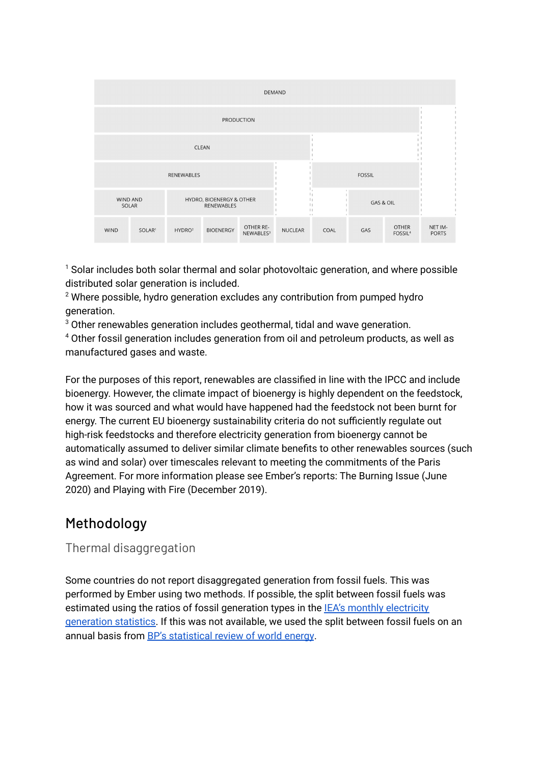| DEMAND | | | | | | | | | |
|---|---|---|---|---|---|---|---|---|---|
| PRODUCTION | | | | | | | | | |
| CLEAN | | | | | | | | | |
| RENEWABLES | | | | | | FOSSIL | | | |
| WIND AND SOLAR | | HYDRO, BIOENERGY & OTHER RENEWABLES | | | | | GAS & OIL | | |
| WIND | SOLAR[1] | HYDRO[2] | BIOENERGY | OTHER RENEWABLES[3] | NUCLEAR | COAL | GAS | OTHER FOSSIL[4] | NET IMPORTS |

[1] Solar includes both solar thermal and solar photovoltaic generation, and where possible distributed solar generation is included.
[2] Where possible, hydro generation excludes any contribution from pumped hydro generation.
[3] Other renewables generation includes geothermal, tidal and wave generation.
[4] Other fossil generation includes generation from oil and petroleum products, as well as manufactured gases and waste.

For the purposes of this report, renewables are classified in line with the IPCC and include bioenergy. However, the climate impact of bioenergy is highly dependent on the feedstock, how it was sourced and what would have happened had the feedstock not been burnt for energy. The current EU bioenergy sustainability criteria do not sufficiently regulate out high-risk feedstocks and therefore electricity generation from bioenergy cannot be automatically assumed to deliver similar climate benefits to other renewables sources (such as wind and solar) over timescales relevant to meeting the commitments of the Paris Agreement. For more information please see Ember's reports: The Burning Issue (June 2020) and Playing with Fire (December 2019).

## Methodology

### Thermal disaggregation

Some countries do not report disaggregated generation from fossil fuels. This was performed by Ember using two methods. If possible, the split between fossil fuels was estimated using the ratios of fossil generation types in the IEA's monthly electricity generation statistics. If this was not available, we used the split between fossil fuels on an annual basis from BP's statistical review of world energy.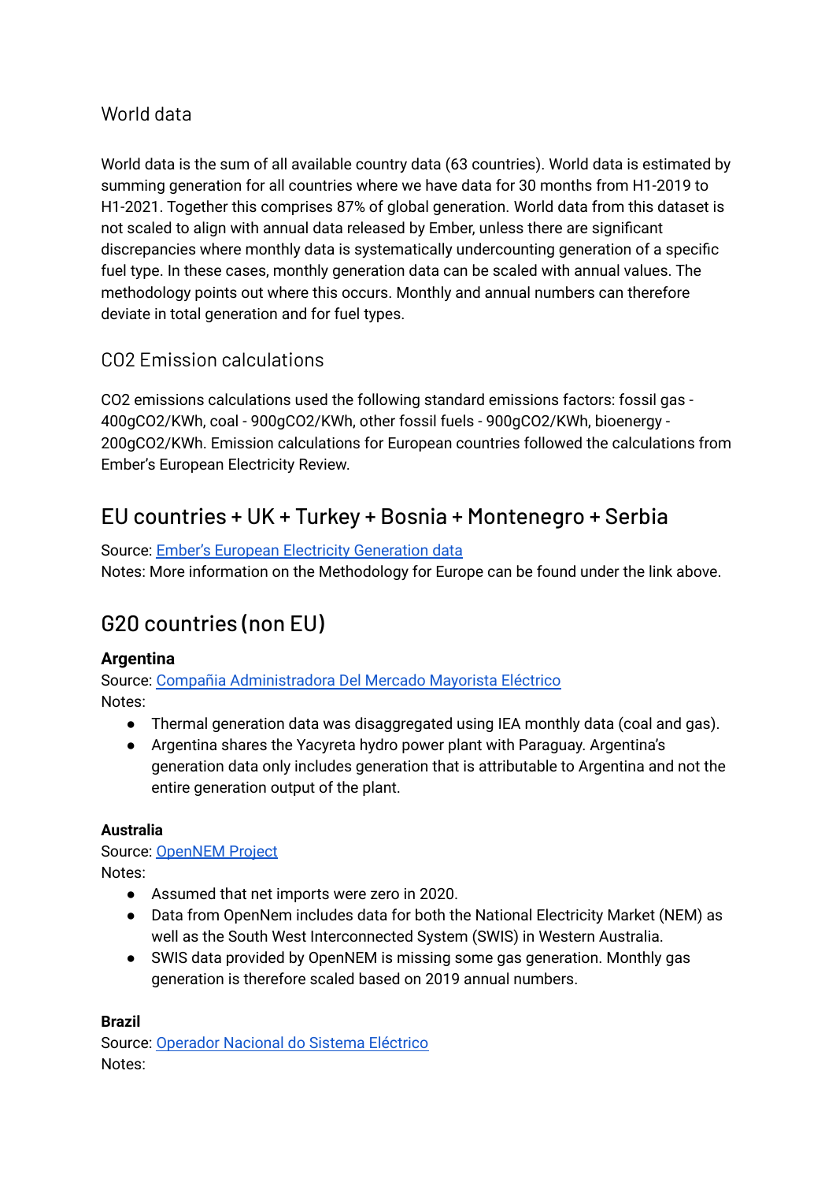### World data

World data is the sum of all available country data (63 countries). World data is estimated by summing generation for all countries where we have data for 30 months from H1-2019 to H1-2021. Together this comprises 87% of global generation. World data from this dataset is not scaled to align with annual data released by Ember, unless there are significant discrepancies where monthly data is systematically undercounting generation of a specific fuel type. In these cases, monthly generation data can be scaled with annual values. The methodology points out where this occurs. Monthly and annual numbers can therefore deviate in total generation and for fuel types.

### CO2 Emission calculations

CO2 emissions calculations used the following standard emissions factors: fossil gas - 400gCO2/KWh, coal - 900gCO2/KWh, other fossil fuels - 900gCO2/KWh, bioenergy - 200gCO2/KWh. Emission calculations for European countries followed the calculations from Ember's European Electricity Review.

## EU countries + UK + Turkey + Bosnia + Montenegro + Serbia

Source: Ember's European Electricity Generation data
Notes: More information on the Methodology for Europe can be found under the link above.

## G20 countries (non EU)

**Argentina**
Source: Compañia Administradora Del Mercado Mayorista Eléctrico
Notes:

- Thermal generation data was disaggregated using IEA monthly data (coal and gas).
- Argentina shares the Yacyreta hydro power plant with Paraguay. Argentina's generation data only includes generation that is attributable to Argentina and not the entire generation output of the plant.

**Australia**
Source: OpenNEM Project
Notes:

- Assumed that net imports were zero in 2020.
- Data from OpenNem includes data for both the National Electricity Market (NEM) as well as the South West Interconnected System (SWIS) in Western Australia.
- SWIS data provided by OpenNEM is missing some gas generation. Monthly gas generation is therefore scaled based on 2019 annual numbers.

**Brazil**
Source: Operador Nacional do Sistema Eléctrico
Notes: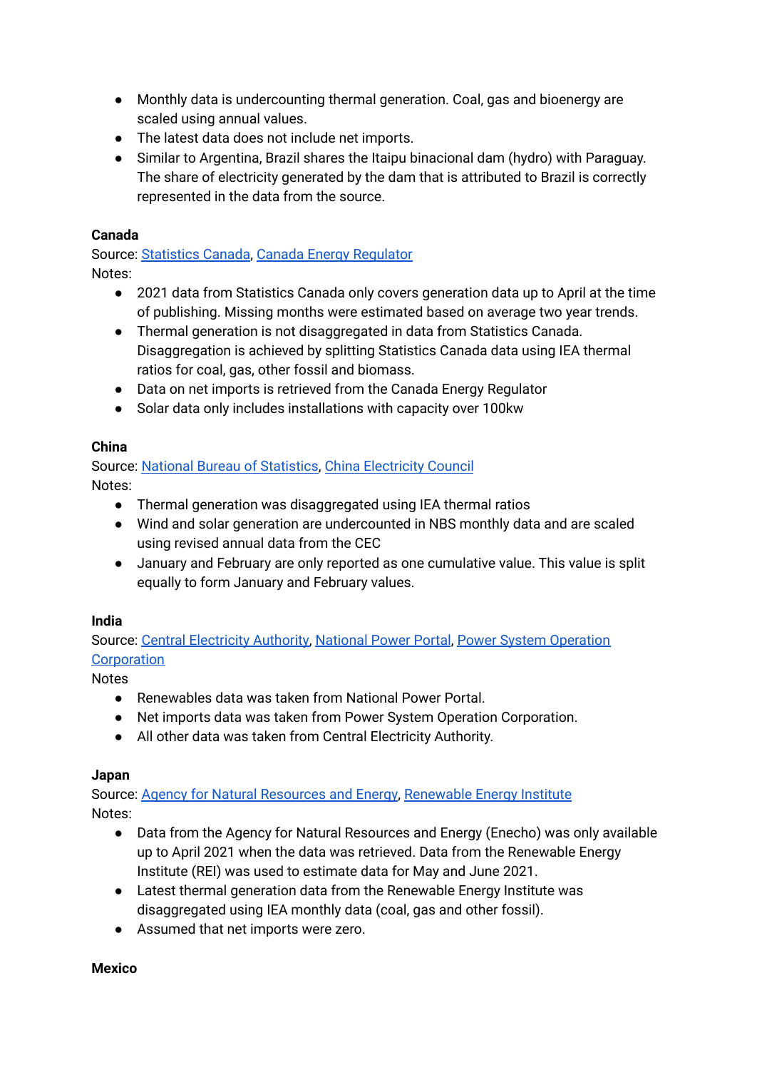- Monthly data is undercounting thermal generation. Coal, gas and bioenergy are scaled using annual values.
- The latest data does not include net imports.
- Similar to Argentina, Brazil shares the Itaipu binacional dam (hydro) with Paraguay. The share of electricity generated by the dam that is attributed to Brazil is correctly represented in the data from the source.

**Canada**

Source: Statistics Canada, Canada Energy Regulator

Notes:

- 2021 data from Statistics Canada only covers generation data up to April at the time of publishing. Missing months were estimated based on average two year trends.
- Thermal generation is not disaggregated in data from Statistics Canada. Disaggregation is achieved by splitting Statistics Canada data using IEA thermal ratios for coal, gas, other fossil and biomass.
- Data on net imports is retrieved from the Canada Energy Regulator
- Solar data only includes installations with capacity over 100kw

**China**

Source: National Bureau of Statistics, China Electricity Council

Notes:

- Thermal generation was disaggregated using IEA thermal ratios
- Wind and solar generation are undercounted in NBS monthly data and are scaled using revised annual data from the CEC
- January and February are only reported as one cumulative value. This value is split equally to form January and February values.

**India**

Source: Central Electricity Authority, National Power Portal, Power System Operation Corporation

Notes

- Renewables data was taken from National Power Portal.
- Net imports data was taken from Power System Operation Corporation.
- All other data was taken from Central Electricity Authority.

**Japan**

Source: Agency for Natural Resources and Energy, Renewable Energy Institute

Notes:

- Data from the Agency for Natural Resources and Energy (Enecho) was only available up to April 2021 when the data was retrieved. Data from the Renewable Energy Institute (REI) was used to estimate data for May and June 2021.
- Latest thermal generation data from the Renewable Energy Institute was disaggregated using IEA monthly data (coal, gas and other fossil).
- Assumed that net imports were zero.

**Mexico**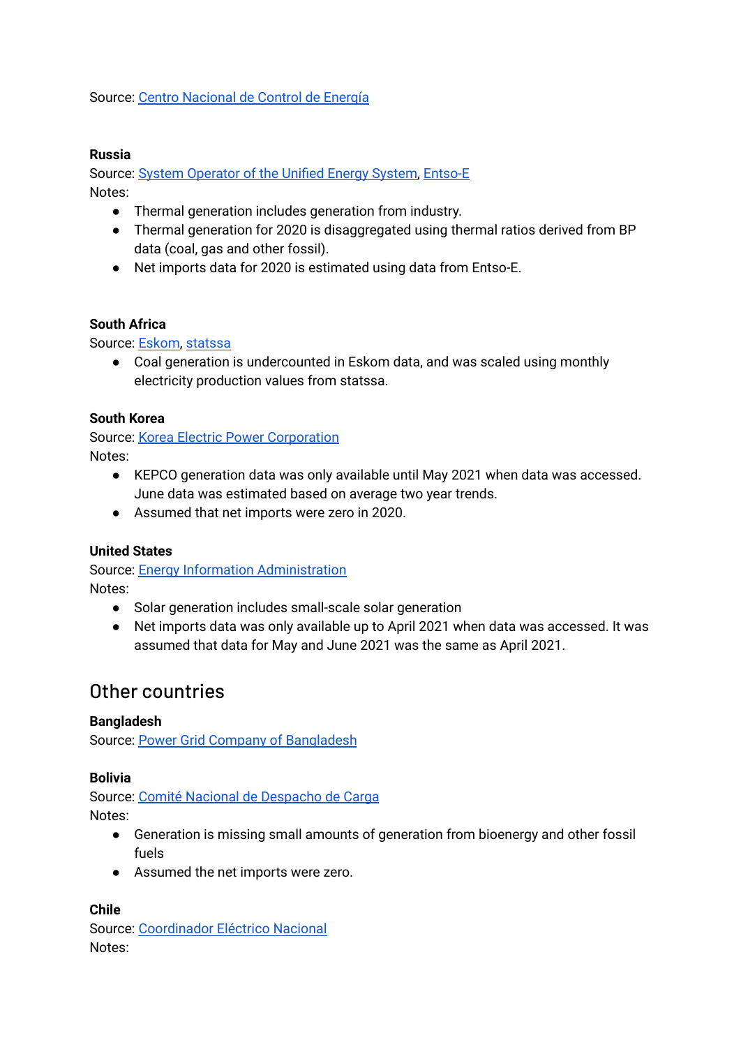Source: Centro Nacional de Control de Energía

**Russia**

Source: System Operator of the Unified Energy System, Entso-E

Notes:

- Thermal generation includes generation from industry.
- Thermal generation for 2020 is disaggregated using thermal ratios derived from BP data (coal, gas and other fossil).
- Net imports data for 2020 is estimated using data from Entso-E.

**South Africa**

Source: Eskom, statssa

- Coal generation is undercounted in Eskom data, and was scaled using monthly electricity production values from statssa.

**South Korea**

Source: Korea Electric Power Corporation

Notes:

- KEPCO generation data was only available until May 2021 when data was accessed. June data was estimated based on average two year trends.
- Assumed that net imports were zero in 2020.

**United States**

Source: Energy Information Administration

Notes:

- Solar generation includes small-scale solar generation
- Net imports data was only available up to April 2021 when data was accessed. It was assumed that data for May and June 2021 was the same as April 2021.

## Other countries

**Bangladesh**

Source: Power Grid Company of Bangladesh

**Bolivia**

Source: Comité Nacional de Despacho de Carga

Notes:

- Generation is missing small amounts of generation from bioenergy and other fossil fuels
- Assumed the net imports were zero.

**Chile**

Source: Coordinador Eléctrico Nacional

Notes: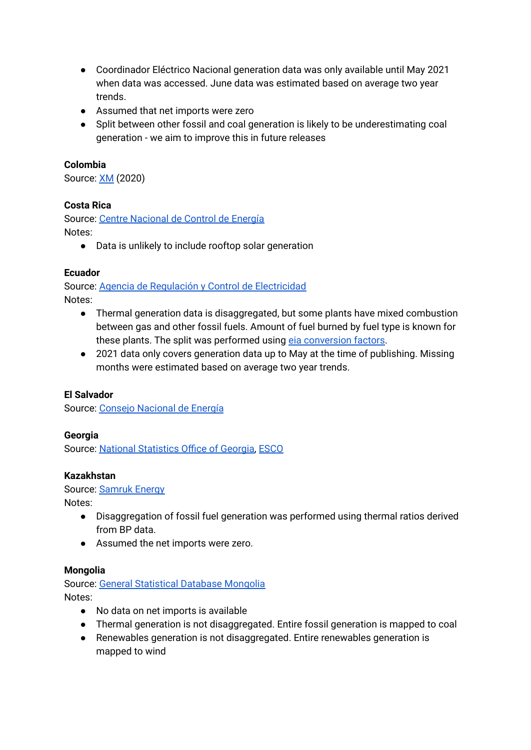- Coordinador Eléctrico Nacional generation data was only available until May 2021 when data was accessed. June data was estimated based on average two year trends.
- Assumed that net imports were zero
- Split between other fossil and coal generation is likely to be underestimating coal generation - we aim to improve this in future releases

**Colombia**
Source: XM (2020)

**Costa Rica**
Source: Centre Nacional de Control de Energía
Notes:

- Data is unlikely to include rooftop solar generation

**Ecuador**
Source: Agencia de Regulación y Control de Electricidad
Notes:

- Thermal generation data is disaggregated, but some plants have mixed combustion between gas and other fossil fuels. Amount of fuel burned by fuel type is known for these plants. The split was performed using eia conversion factors.
- 2021 data only covers generation data up to May at the time of publishing. Missing months were estimated based on average two year trends.

**El Salvador**
Source: Consejo Nacional de Energía

**Georgia**
Source: National Statistics Office of Georgia, ESCO

**Kazakhstan**
Source: Samruk Energy
Notes:

- Disaggregation of fossil fuel generation was performed using thermal ratios derived from BP data.
- Assumed the net imports were zero.

**Mongolia**
Source: General Statistical Database Mongolia
Notes:

- No data on net imports is available
- Thermal generation is not disaggregated. Entire fossil generation is mapped to coal
- Renewables generation is not disaggregated. Entire renewables generation is mapped to wind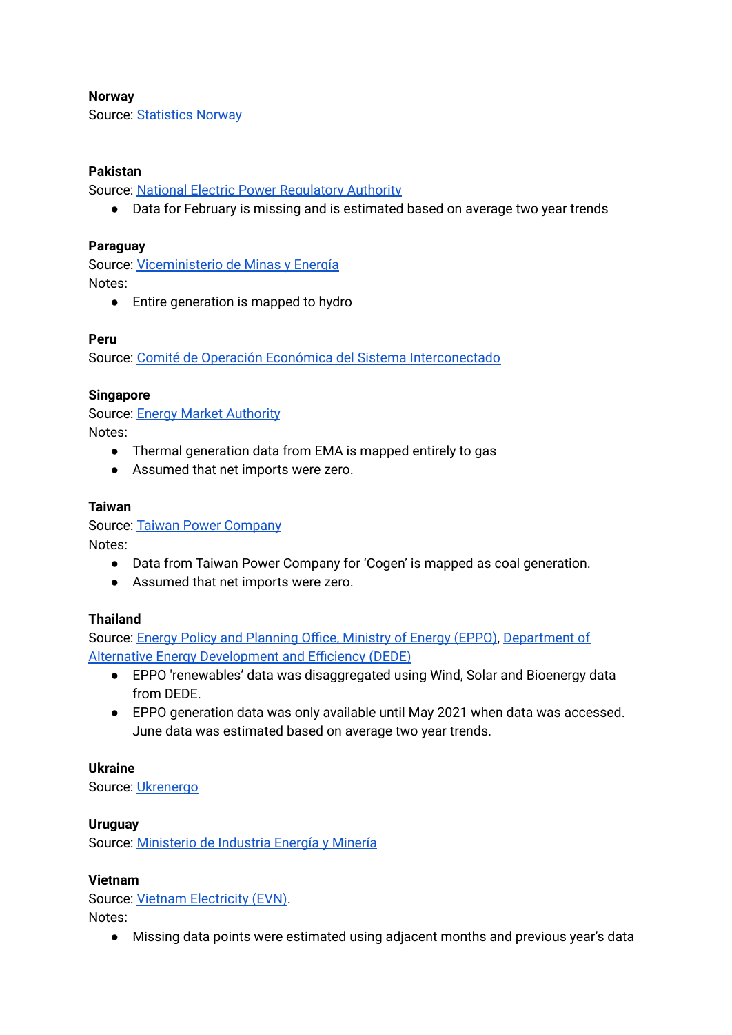**Norway**
Source: Statistics Norway

**Pakistan**
Source: National Electric Power Regulatory Authority

- Data for February is missing and is estimated based on average two year trends

**Paraguay**
Source: Viceministerio de Minas y Energía
Notes:

- Entire generation is mapped to hydro

**Peru**
Source: Comité de Operación Económica del Sistema Interconectado

**Singapore**
Source: Energy Market Authority
Notes:

- Thermal generation data from EMA is mapped entirely to gas
- Assumed that net imports were zero.

**Taiwan**
Source: Taiwan Power Company
Notes:

- Data from Taiwan Power Company for 'Cogen' is mapped as coal generation.
- Assumed that net imports were zero.

**Thailand**
Source: Energy Policy and Planning Office, Ministry of Energy (EPPO), Department of Alternative Energy Development and Efficiency (DEDE)

- EPPO 'renewables' data was disaggregated using Wind, Solar and Bioenergy data from DEDE.
- EPPO generation data was only available until May 2021 when data was accessed. June data was estimated based on average two year trends.

**Ukraine**
Source: Ukrenergo

**Uruguay**
Source: Ministerio de Industria Energía y Minería

**Vietnam**
Source: Vietnam Electricity (EVN).
Notes:

- Missing data points were estimated using adjacent months and previous year's data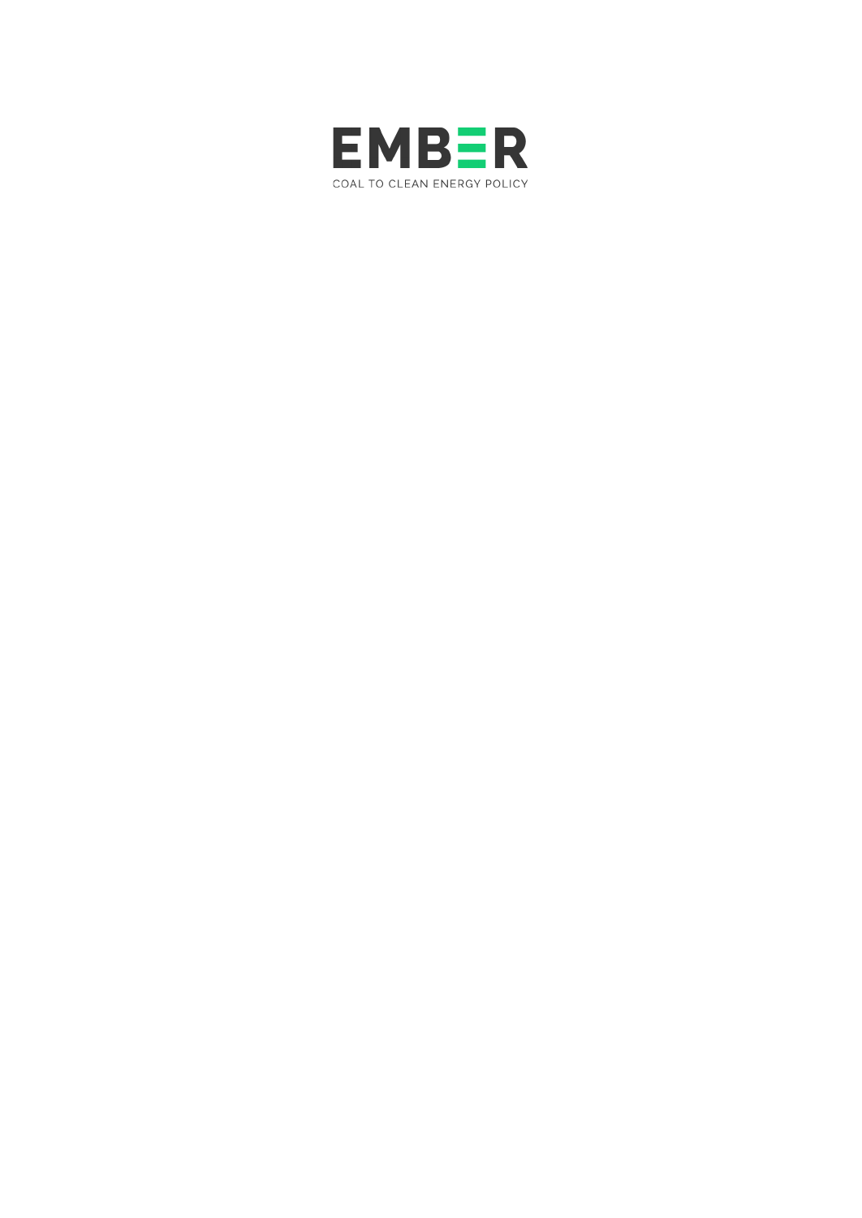EMBER

COAL TO CLEAN ENERGY POLICY